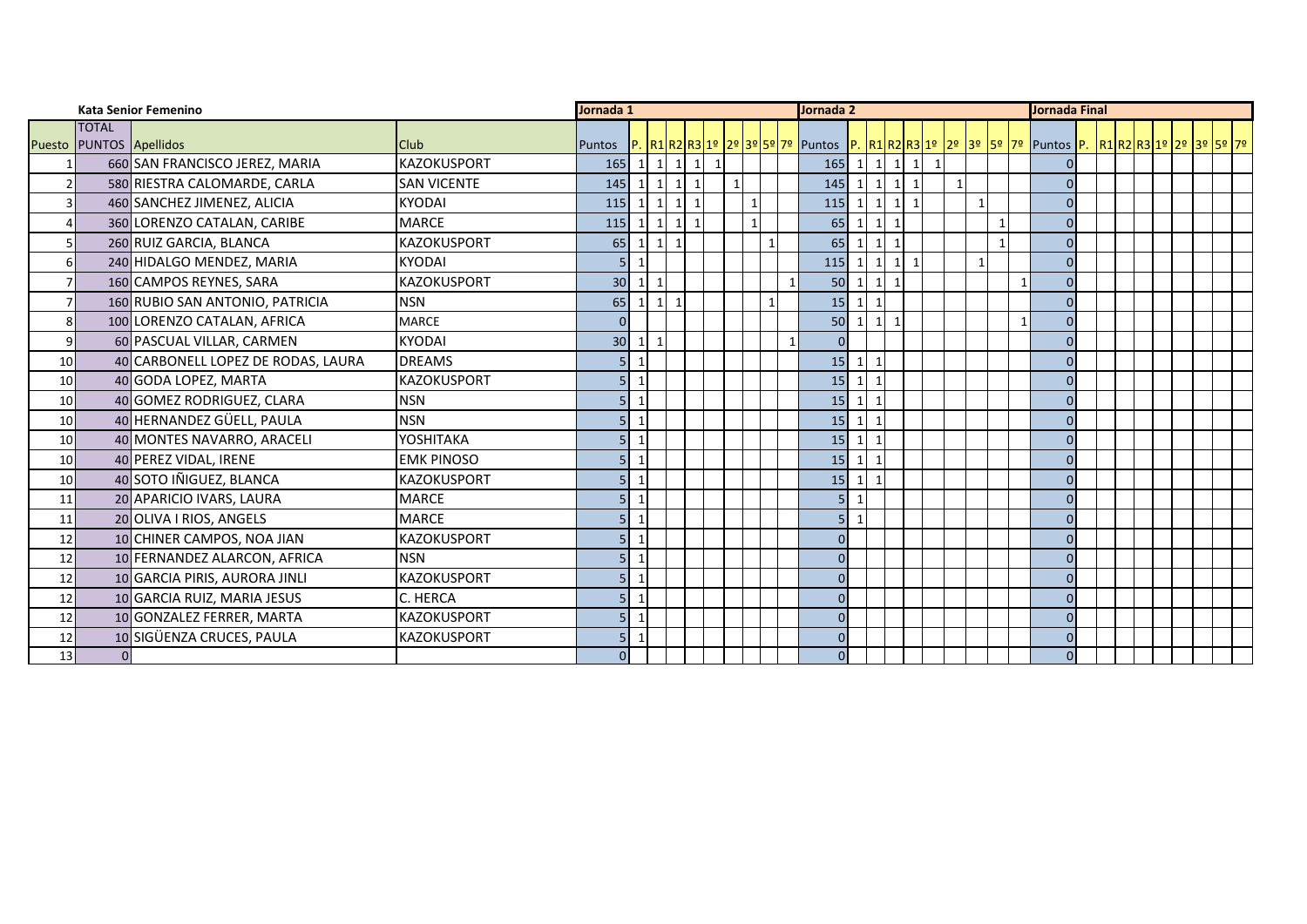| Kata Senior Femenino | | | | Jornada 1 | | | | | | | | | | Jornada 2 | | | | | | | | | | Jornada Final | | | | | | | | | |
|---|---|---|---|---|---|---|---|---|---|---|---|---|---|---|---|---|---|---|---|---|---|---|---|---|---|---|---|---|---|---|---|---|---|
| Puesto | TOTAL PUNTOS | Apellidos | Club | Puntos | P. | R1 | R2 | R3 | 1º | 2º | 3º | 5º | 7º | Puntos | P. | R1 | R2 | R3 | 1º | 2º | 3º | 5º | 7º | Puntos | P. | R1 | R2 | R3 | 1º | 2º | 3º | 5º | 7º |
| 1 | 660 | SAN FRANCISCO JEREZ, MARIA | KAZOKUSPORT | 165 | 1 | 1 | 1 | 1 | 1 | | | | | 165 | 1 | 1 | 1 | 1 | 1 | | | | | 0 | | | | | | | | | |
| 2 | 580 | RIESTRA CALOMARDE, CARLA | SAN VICENTE | 145 | 1 | 1 | 1 | 1 | | 1 | | | | 145 | 1 | 1 | 1 | 1 | | 1 | | | | 0 | | | | | | | | | |
| 3 | 460 | SANCHEZ JIMENEZ, ALICIA | KYODAI | 115 | 1 | 1 | 1 | 1 | | | 1 | | | 115 | 1 | 1 | 1 | 1 | | | 1 | | | 0 | | | | | | | | | |
| 4 | 360 | LORENZO CATALAN, CARIBE | MARCE | 115 | 1 | 1 | 1 | 1 | | | 1 | | | 65 | 1 | 1 | 1 | | | | | 1 | | 0 | | | | | | | | | |
| 5 | 260 | RUIZ GARCIA, BLANCA | KAZOKUSPORT | 65 | 1 | 1 | 1 | | | | | 1 | | 65 | 1 | 1 | 1 | | | | | 1 | | 0 | | | | | | | | | |
| 6 | 240 | HIDALGO MENDEZ, MARIA | KYODAI | 5 | 1 | | | | | | | | | 115 | 1 | 1 | 1 | 1 | | | 1 | | | 0 | | | | | | | | | |
| 7 | 160 | CAMPOS REYNES, SARA | KAZOKUSPORT | 30 | 1 | 1 | | | | | | | 1 | 50 | 1 | 1 | 1 | | | | | | 1 | 0 | | | | | | | | | |
| 7 | 160 | RUBIO SAN ANTONIO, PATRICIA | NSN | 65 | 1 | 1 | 1 | | | | | 1 | | 15 | 1 | 1 | | | | | | | | 0 | | | | | | | | | |
| 8 | 100 | LORENZO CATALAN, AFRICA | MARCE | 0 | | | | | | | | | | 50 | 1 | 1 | 1 | | | | | | 1 | 0 | | | | | | | | | |
| 9 | 60 | PASCUAL VILLAR, CARMEN | KYODAI | 30 | 1 | 1 | | | | | | | 1 | 0 | | | | | | | | | | 0 | | | | | | | | | |
| 10 | 40 | CARBONELL LOPEZ DE RODAS, LAURA | DREAMS | 5 | 1 | | | | | | | | | 15 | 1 | 1 | | | | | | | | 0 | | | | | | | | | |
| 10 | 40 | GODA LOPEZ, MARTA | KAZOKUSPORT | 5 | 1 | | | | | | | | | 15 | 1 | 1 | | | | | | | | 0 | | | | | | | | | |
| 10 | 40 | GOMEZ RODRIGUEZ, CLARA | NSN | 5 | 1 | | | | | | | | | 15 | 1 | 1 | | | | | | | | 0 | | | | | | | | | |
| 10 | 40 | HERNANDEZ GÜELL, PAULA | NSN | 5 | 1 | | | | | | | | | 15 | 1 | 1 | | | | | | | | 0 | | | | | | | | | |
| 10 | 40 | MONTES NAVARRO, ARACELI | YOSHITAKA | 5 | 1 | | | | | | | | | 15 | 1 | 1 | | | | | | | | 0 | | | | | | | | | |
| 10 | 40 | PEREZ VIDAL, IRENE | EMK PINOSO | 5 | 1 | | | | | | | | | 15 | 1 | 1 | | | | | | | | 0 | | | | | | | | | |
| 10 | 40 | SOTO IÑIGUEZ, BLANCA | KAZOKUSPORT | 5 | 1 | | | | | | | | | 15 | 1 | 1 | | | | | | | | 0 | | | | | | | | | |
| 11 | 20 | APARICIO IVARS, LAURA | MARCE | 5 | 1 | | | | | | | | | 5 | 1 | | | | | | | | | 0 | | | | | | | | | |
| 11 | 20 | OLIVA I RIOS, ANGELS | MARCE | 5 | 1 | | | | | | | | | 5 | 1 | | | | | | | | | 0 | | | | | | | | | |
| 12 | 10 | CHINER CAMPOS, NOA JIAN | KAZOKUSPORT | 5 | 1 | | | | | | | | | 0 | | | | | | | | | | 0 | | | | | | | | | |
| 12 | 10 | FERNANDEZ ALARCON, AFRICA | NSN | 5 | 1 | | | | | | | | | 0 | | | | | | | | | | 0 | | | | | | | | | |
| 12 | 10 | GARCIA PIRIS, AURORA JINLI | KAZOKUSPORT | 5 | 1 | | | | | | | | | 0 | | | | | | | | | | 0 | | | | | | | | | |
| 12 | 10 | GARCIA RUIZ, MARIA JESUS | C. HERCA | 5 | 1 | | | | | | | | | 0 | | | | | | | | | | 0 | | | | | | | | | |
| 12 | 10 | GONZALEZ FERRER, MARTA | KAZOKUSPORT | 5 | 1 | | | | | | | | | 0 | | | | | | | | | | 0 | | | | | | | | | |
| 12 | 10 | SIGÜENZA CRUCES, PAULA | KAZOKUSPORT | 5 | 1 | | | | | | | | | 0 | | | | | | | | | | 0 | | | | | | | | | |
| 13 | 0 | | | 0 | | | | | | | | | | 0 | | | | | | | | | | 0 | | | | | | | | | |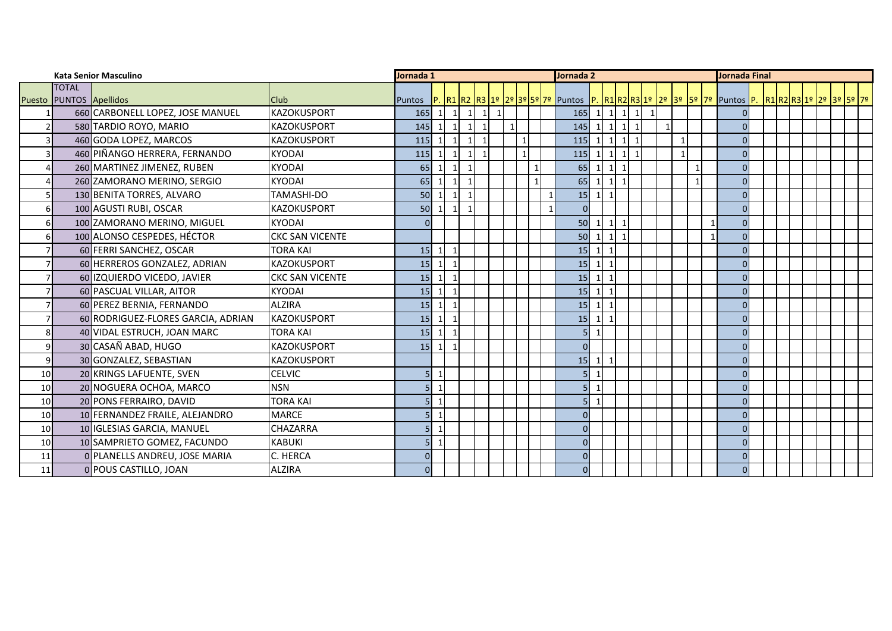| Kata Senior Masculino | | | | Jornada 1 | | | | | | | | | | Jornada 2 | | | | | | | | | | Jornada Final | | | | | | | | | |
|---|---|---|---|---|---|---|---|---|---|---|---|---|---|---|---|---|---|---|---|---|---|---|---|---|---|---|---|---|---|---|---|---|---|
| Puesto | TOTAL PUNTOS | Apellidos | Club | Puntos | P. | R1 | R2 | R3 | 1º | 2º | 3º | 5º | 7º | Puntos | P. | R1 | R2 | R3 | 1º | 2º | 3º | 5º | 7º | Puntos | P. | R1 | R2 | R3 | 1º | 2º | 3º | 5º | 7º |
| 1 | 660 | CARBONELL LOPEZ, JOSE MANUEL | KAZOKUSPORT | 165 | 1 | 1 | 1 | 1 | 1 | | | | | 165 | 1 | 1 | 1 | 1 | 1 | | | | | 0 | | | | | | | | | |
| 2 | 580 | TARDIO ROYO, MARIO | KAZOKUSPORT | 145 | 1 | 1 | 1 | 1 | | 1 | | | | 145 | 1 | 1 | 1 | 1 | | 1 | | | | 0 | | | | | | | | | |
| 3 | 460 | GODA LOPEZ, MARCOS | KAZOKUSPORT | 115 | 1 | 1 | 1 | 1 | | | 1 | | | 115 | 1 | 1 | 1 | 1 | | | 1 | | | 0 | | | | | | | | | |
| 3 | 460 | PIÑANGO HERRERA, FERNANDO | KYODAI | 115 | 1 | 1 | 1 | 1 | | | 1 | | | 115 | 1 | 1 | 1 | 1 | | | 1 | | | 0 | | | | | | | | | |
| 4 | 260 | MARTINEZ JIMENEZ, RUBEN | KYODAI | 65 | 1 | 1 | 1 | | | | | 1 | | 65 | 1 | 1 | 1 | | | | | 1 | | 0 | | | | | | | | | |
| 4 | 260 | ZAMORANO MERINO, SERGIO | KYODAI | 65 | 1 | 1 | 1 | | | | | 1 | | 65 | 1 | 1 | 1 | | | | | 1 | | 0 | | | | | | | | | |
| 5 | 130 | BENITA TORRES, ALVARO | TAMASHI-DO | 50 | 1 | 1 | 1 | | | | | | 1 | 15 | 1 | 1 | | | | | | | | 0 | | | | | | | | | |
| 6 | 100 | AGUSTI RUBI, OSCAR | KAZOKUSPORT | 50 | 1 | 1 | 1 | | | | | | 1 | 0 | | | | | | | | | | 0 | | | | | | | | | |
| 6 | 100 | ZAMORANO MERINO, MIGUEL | KYODAI | 0 | | | | | | | | | | 50 | 1 | 1 | 1 | | | | | | 1 | 0 | | | | | | | | | |
| 6 | 100 | ALONSO CESPEDES, HÉCTOR | CKC SAN VICENTE | | | | | | | | | | | 50 | 1 | 1 | 1 | | | | | | 1 | 0 | | | | | | | | | |
| 7 | 60 | FERRI SANCHEZ, OSCAR | TORA KAI | 15 | 1 | 1 | | | | | | | | 15 | 1 | 1 | | | | | | | | 0 | | | | | | | | | |
| 7 | 60 | HERREROS GONZALEZ, ADRIAN | KAZOKUSPORT | 15 | 1 | 1 | | | | | | | | 15 | 1 | 1 | | | | | | | | 0 | | | | | | | | | |
| 7 | 60 | IZQUIERDO VICEDO, JAVIER | CKC SAN VICENTE | 15 | 1 | 1 | | | | | | | | 15 | 1 | 1 | | | | | | | | 0 | | | | | | | | | |
| 7 | 60 | PASCUAL VILLAR, AITOR | KYODAI | 15 | 1 | 1 | | | | | | | | 15 | 1 | 1 | | | | | | | | 0 | | | | | | | | | |
| 7 | 60 | PEREZ BERNIA, FERNANDO | ALZIRA | 15 | 1 | 1 | | | | | | | | 15 | 1 | 1 | | | | | | | | 0 | | | | | | | | | |
| 7 | 60 | RODRIGUEZ-FLORES GARCIA, ADRIAN | KAZOKUSPORT | 15 | 1 | 1 | | | | | | | | 15 | 1 | 1 | | | | | | | | 0 | | | | | | | | | |
| 8 | 40 | VIDAL ESTRUCH, JOAN MARC | TORA KAI | 15 | 1 | 1 | | | | | | | | 5 | 1 | | | | | | | | | 0 | | | | | | | | | |
| 9 | 30 | CASAÑ ABAD, HUGO | KAZOKUSPORT | 15 | 1 | 1 | | | | | | | | 0 | | | | | | | | | | 0 | | | | | | | | | |
| 9 | 30 | GONZALEZ, SEBASTIAN | KAZOKUSPORT | | | | | | | | | | | 15 | 1 | 1 | | | | | | | | 0 | | | | | | | | | |
| 10 | 20 | KRINGS LAFUENTE, SVEN | CELVIC | 5 | 1 | | | | | | | | | 5 | 1 | | | | | | | | | 0 | | | | | | | | | |
| 10 | 20 | NOGUERA OCHOA, MARCO | NSN | 5 | 1 | | | | | | | | | 5 | 1 | | | | | | | | | 0 | | | | | | | | | |
| 10 | 20 | PONS FERRAIRO, DAVID | TORA KAI | 5 | 1 | | | | | | | | | 5 | 1 | | | | | | | | | 0 | | | | | | | | | |
| 10 | 10 | FERNANDEZ FRAILE, ALEJANDRO | MARCE | 5 | 1 | | | | | | | | | 0 | | | | | | | | | | 0 | | | | | | | | | |
| 10 | 10 | IGLESIAS GARCIA, MANUEL | CHAZARRA | 5 | 1 | | | | | | | | | 0 | | | | | | | | | | 0 | | | | | | | | | |
| 10 | 10 | SAMPRIETO GOMEZ, FACUNDO | KABUKI | 5 | 1 | | | | | | | | | 0 | | | | | | | | | | 0 | | | | | | | | | |
| 11 | 0 | PLANELLS ANDREU, JOSE MARIA | C. HERCA | 0 | | | | | | | | | | 0 | | | | | | | | | | 0 | | | | | | | | | |
| 11 | 0 | POUS CASTILLO, JOAN | ALZIRA | 0 | | | | | | | | | | 0 | | | | | | | | | | 0 | | | | | | | | | |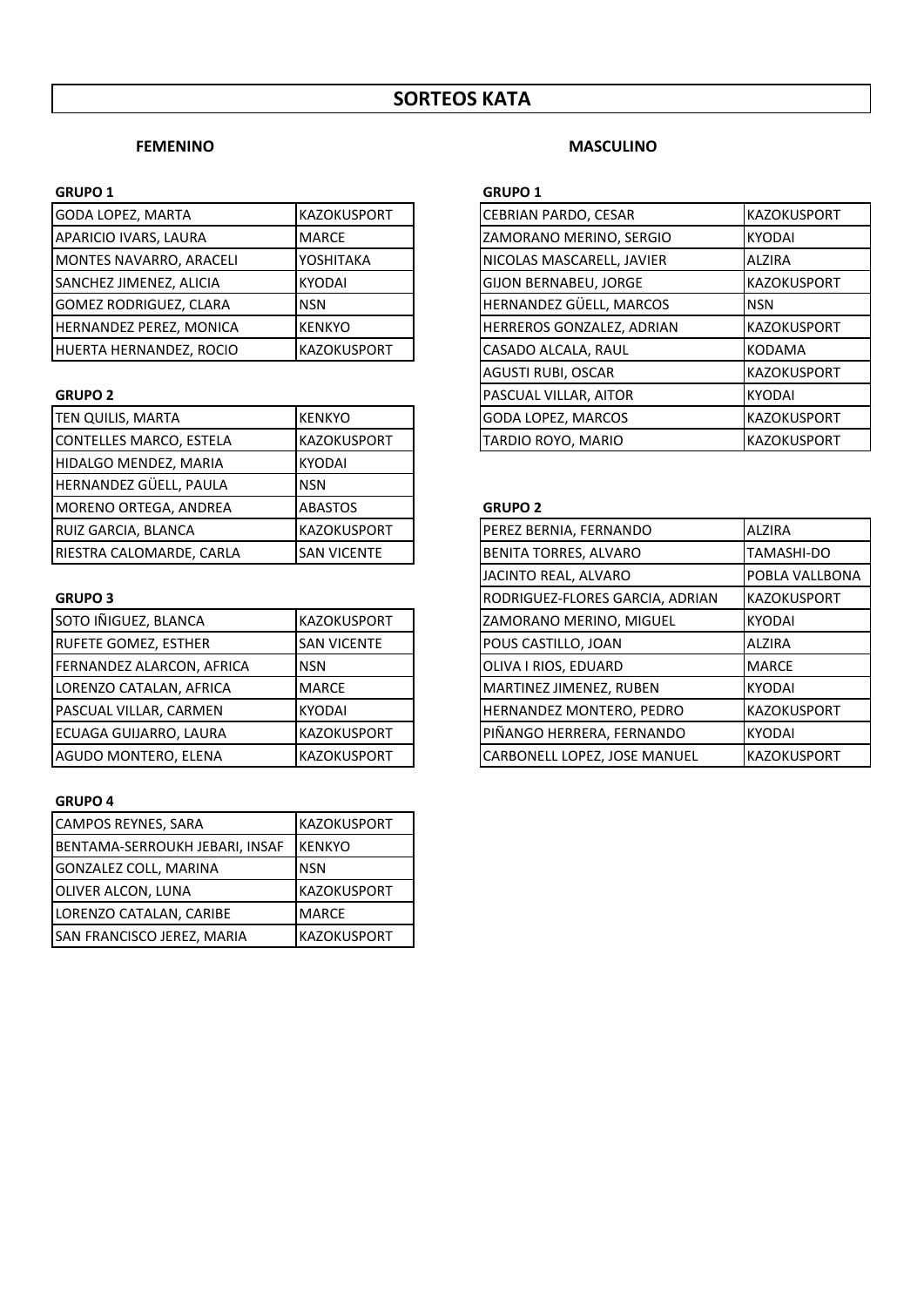# SORTEOS KATA

## FEMENINO

### GRUPO 1

| | |
|---|---|
| GODA LOPEZ, MARTA | KAZOKUSPORT |
| APARICIO IVARS, LAURA | MARCE |
| MONTES NAVARRO, ARACELI | YOSHITAKA |
| SANCHEZ JIMENEZ, ALICIA | KYODAI |
| GOMEZ RODRIGUEZ, CLARA | NSN |
| HERNANDEZ PEREZ, MONICA | KENKYO |
| HUERTA HERNANDEZ, ROCIO | KAZOKUSPORT |

### GRUPO 2

| | |
|---|---|
| TEN QUILIS, MARTA | KENKYO |
| CONTELLES MARCO, ESTELA | KAZOKUSPORT |
| HIDALGO MENDEZ, MARIA | KYODAI |
| HERNANDEZ GÜELL, PAULA | NSN |
| MORENO ORTEGA, ANDREA | ABASTOS |
| RUIZ GARCIA, BLANCA | KAZOKUSPORT |
| RIESTRA CALOMARDE, CARLA | SAN VICENTE |

### GRUPO 3

| | |
|---|---|
| SOTO IÑIGUEZ, BLANCA | KAZOKUSPORT |
| RUFETE GOMEZ, ESTHER | SAN VICENTE |
| FERNANDEZ ALARCON, AFRICA | NSN |
| LORENZO CATALAN, AFRICA | MARCE |
| PASCUAL VILLAR, CARMEN | KYODAI |
| ECUAGA GUIJARRO, LAURA | KAZOKUSPORT |
| AGUDO MONTERO, ELENA | KAZOKUSPORT |

### GRUPO 4

| | |
|---|---|
| CAMPOS REYNES, SARA | KAZOKUSPORT |
| BENTAMA-SERROUKH JEBARI, INSAF | KENKYO |
| GONZALEZ COLL, MARINA | NSN |
| OLIVER ALCON, LUNA | KAZOKUSPORT |
| LORENZO CATALAN, CARIBE | MARCE |
| SAN FRANCISCO JEREZ, MARIA | KAZOKUSPORT |

## MASCULINO

### GRUPO 1

| | |
|---|---|
| CEBRIAN PARDO, CESAR | KAZOKUSPORT |
| ZAMORANO MERINO, SERGIO | KYODAI |
| NICOLAS MASCARELL, JAVIER | ALZIRA |
| GIJON BERNABEU, JORGE | KAZOKUSPORT |
| HERNANDEZ GÜELL, MARCOS | NSN |
| HERREROS GONZALEZ, ADRIAN | KAZOKUSPORT |
| CASADO ALCALA, RAUL | KODAMA |
| AGUSTI RUBI, OSCAR | KAZOKUSPORT |
| PASCUAL VILLAR, AITOR | KYODAI |
| GODA LOPEZ, MARCOS | KAZOKUSPORT |
| TARDIO ROYO, MARIO | KAZOKUSPORT |

### GRUPO 2

| | |
|---|---|
| PEREZ BERNIA, FERNANDO | ALZIRA |
| BENITA TORRES, ALVARO | TAMASHI-DO |
| JACINTO REAL, ALVARO | POBLA VALLBONA |
| RODRIGUEZ-FLORES GARCIA, ADRIAN | KAZOKUSPORT |
| ZAMORANO MERINO, MIGUEL | KYODAI |
| POUS CASTILLO, JOAN | ALZIRA |
| OLIVA I RIOS, EDUARD | MARCE |
| MARTINEZ JIMENEZ, RUBEN | KYODAI |
| HERNANDEZ MONTERO, PEDRO | KAZOKUSPORT |
| PIÑANGO HERRERA, FERNANDO | KYODAI |
| CARBONELL LOPEZ, JOSE MANUEL | KAZOKUSPORT |